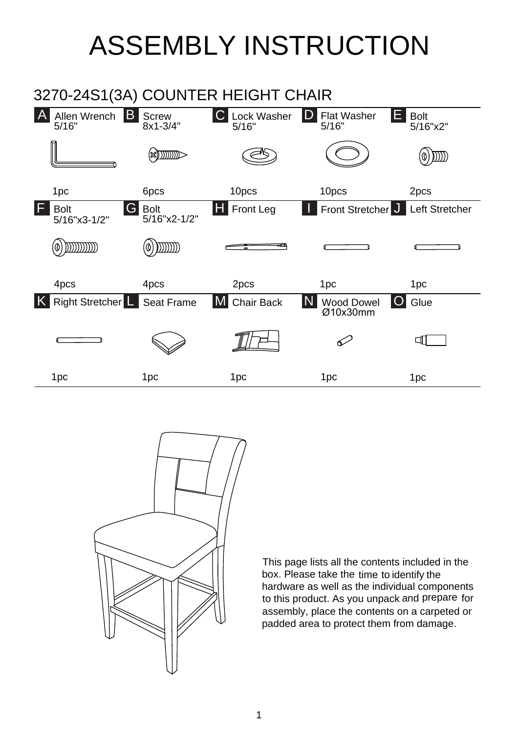# ASSEMBLY INSTRUCTION

## 3270-24S1(3A) COUNTER HEIGHT CHAIR

| Part | Description | Qty |
|---|---|---|
| A | Allen Wrench 5/16" | 1pc |
| B | Screw 8x1-3/4" | 6pcs |
| C | Lock Washer 5/16" | 10pcs |
| D | Flat Washer 5/16" | 10pcs |
| E | Bolt 5/16"x2" | 2pcs |
| F | Bolt 5/16"x3-1/2" | 4pcs |
| G | Bolt 5/16"x2-1/2" | 4pcs |
| H | Front Leg | 2pcs |
| I | Front Stretcher | 1pc |
| J | Left Stretcher | 1pc |
| K | Right Stretcher | 1pc |
| L | Seat Frame | 1pc |
| M | Chair Back | 1pc |
| N | Wood Dowel Ø10x30mm | 1pc |
| O | Glue | 1pc |

This page lists all the contents included in the box. Please take the time to identify the hardware as well as the individual components to this product. As you unpack and prepare for assembly, place the contents on a carpeted or padded area to protect them from damage.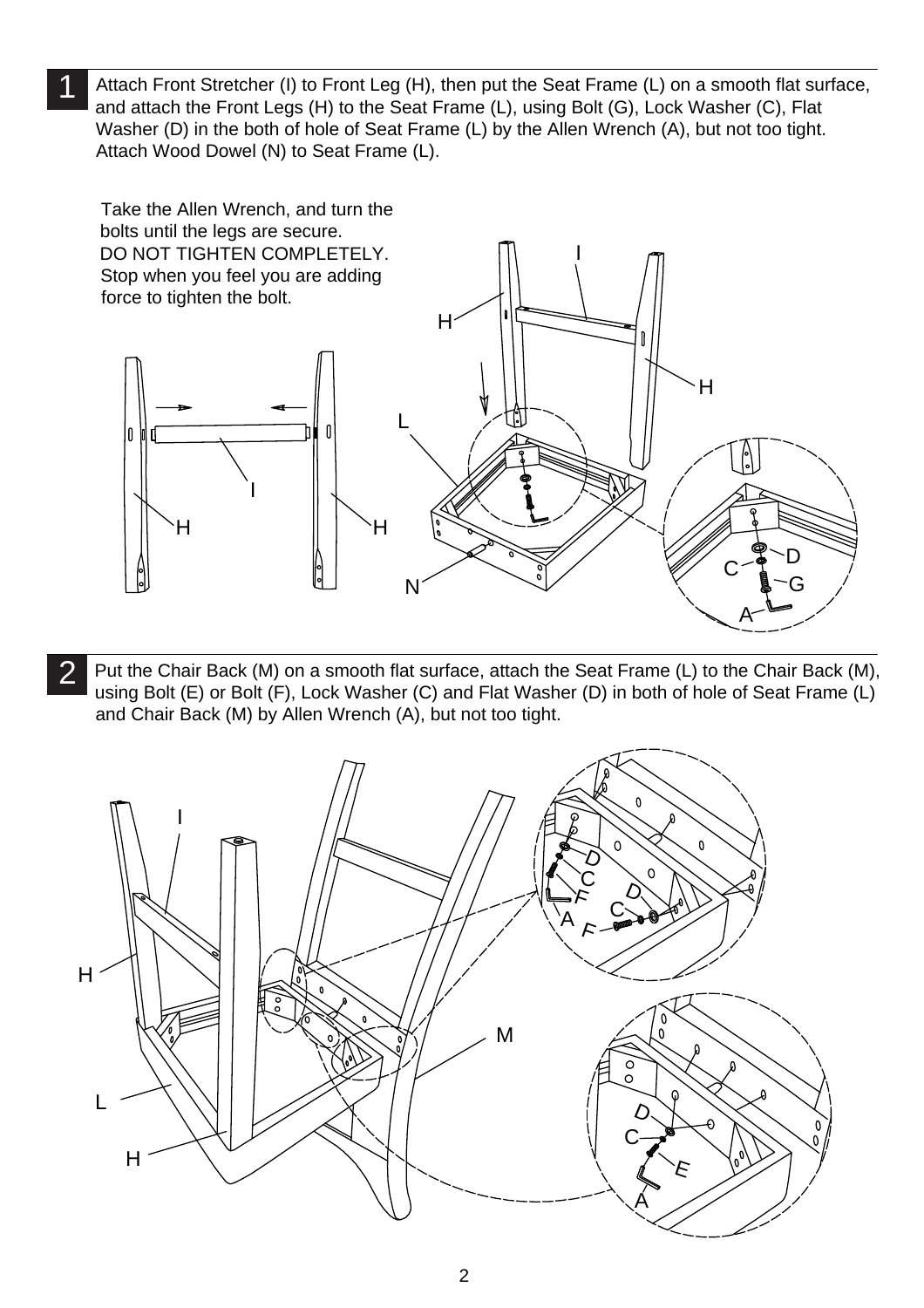**1** Attach Front Stretcher (I) to Front Leg (H), then put the Seat Frame (L) on a smooth flat surface, and attach the Front Legs (H) to the Seat Frame (L), using Bolt (G), Lock Washer (C), Flat Washer (D) in the both of hole of Seat Frame (L) by the Allen Wrench (A), but not too tight. Attach Wood Dowel (N) to Seat Frame (L).

Take the Allen Wrench, and turn the bolts until the legs are secure.
DO NOT TIGHTEN COMPLETELY.
Stop when you feel you are adding force to tighten the bolt.

**2** Put the Chair Back (M) on a smooth flat surface, attach the Seat Frame (L) to the Chair Back (M), using Bolt (E) or Bolt (F), Lock Washer (C) and Flat Washer (D) in both of hole of Seat Frame (L) and Chair Back (M) by Allen Wrench (A), but not too tight.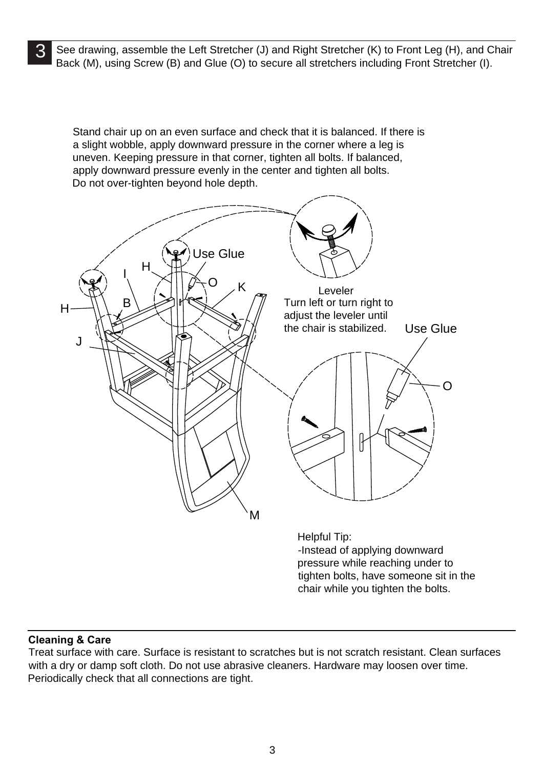**3** See drawing, assemble the Left Stretcher (J) and Right Stretcher (K) to Front Leg (H), and Chair Back (M), using Screw (B) and Glue (O) to secure all stretchers including Front Stretcher (I).

Stand chair up on an even surface and check that it is balanced. If there is a slight wobble, apply downward pressure in the corner where a leg is uneven. Keeping pressure in that corner, tighten all bolts. If balanced, apply downward pressure evenly in the center and tighten all bolts. Do not over-tighten beyond hole depth.

Use Glue

H

I

O

K

H

B

J

M

Leveler

Turn left or turn right to adjust the leveler until the chair is stabilized.

Use Glue

O

Helpful Tip:
-Instead of applying downward pressure while reaching under to tighten bolts, have someone sit in the chair while you tighten the bolts.

**Cleaning & Care**

Treat surface with care. Surface is resistant to scratches but is not scratch resistant. Clean surfaces with a dry or damp soft cloth. Do not use abrasive cleaners. Hardware may loosen over time. Periodically check that all connections are tight.